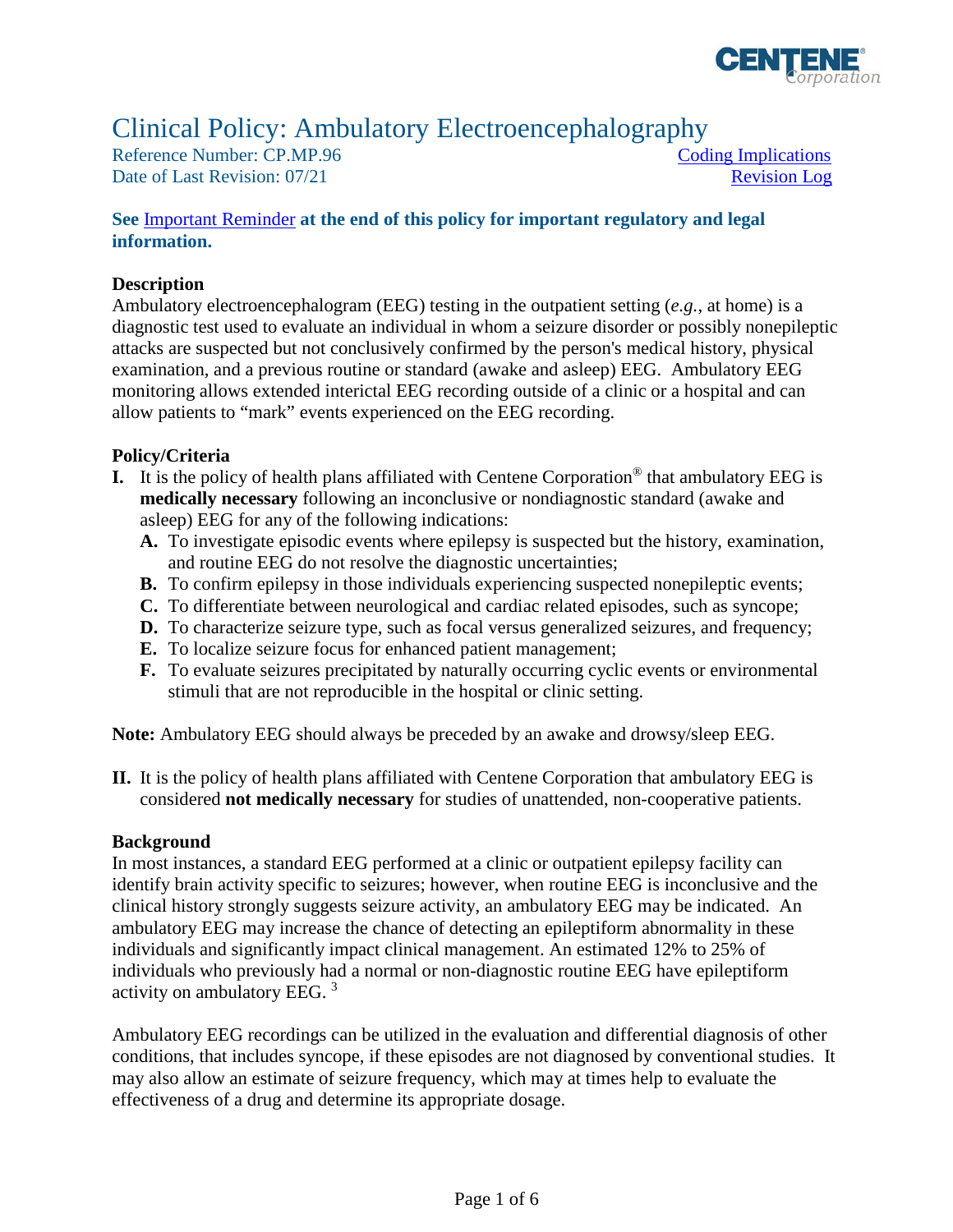# Clinical Policy: Ambulatory Electroencephalography

Reference Number: CP.MP.96
Date of Last Revision: 07/21

Coding Implications
Revision Log

**See Important Reminder at the end of this policy for important regulatory and legal information.**

## Description

Ambulatory electroencephalogram (EEG) testing in the outpatient setting (*e.g.*, at home) is a diagnostic test used to evaluate an individual in whom a seizure disorder or possibly nonepileptic attacks are suspected but not conclusively confirmed by the person's medical history, physical examination, and a previous routine or standard (awake and asleep) EEG. Ambulatory EEG monitoring allows extended interictal EEG recording outside of a clinic or a hospital and can allow patients to "mark" events experienced on the EEG recording.

## Policy/Criteria

**I.** It is the policy of health plans affiliated with Centene Corporation® that ambulatory EEG is **medically necessary** following an inconclusive or nondiagnostic standard (awake and asleep) EEG for any of the following indications:

  **A.** To investigate episodic events where epilepsy is suspected but the history, examination, and routine EEG do not resolve the diagnostic uncertainties;
  
  **B.** To confirm epilepsy in those individuals experiencing suspected nonepileptic events;
  
  **C.** To differentiate between neurological and cardiac related episodes, such as syncope;
  
  **D.** To characterize seizure type, such as focal versus generalized seizures, and frequency;
  
  **E.** To localize seizure focus for enhanced patient management;
  
  **F.** To evaluate seizures precipitated by naturally occurring cyclic events or environmental stimuli that are not reproducible in the hospital or clinic setting.

**Note:** Ambulatory EEG should always be preceded by an awake and drowsy/sleep EEG.

**II.** It is the policy of health plans affiliated with Centene Corporation that ambulatory EEG is considered **not medically necessary** for studies of unattended, non-cooperative patients.

## Background

In most instances, a standard EEG performed at a clinic or outpatient epilepsy facility can identify brain activity specific to seizures; however, when routine EEG is inconclusive and the clinical history strongly suggests seizure activity, an ambulatory EEG may be indicated. An ambulatory EEG may increase the chance of detecting an epileptiform abnormality in these individuals and significantly impact clinical management. An estimated 12% to 25% of individuals who previously had a normal or non-diagnostic routine EEG have epileptiform activity on ambulatory EEG. [3]

Ambulatory EEG recordings can be utilized in the evaluation and differential diagnosis of other conditions, that includes syncope, if these episodes are not diagnosed by conventional studies. It may also allow an estimate of seizure frequency, which may at times help to evaluate the effectiveness of a drug and determine its appropriate dosage.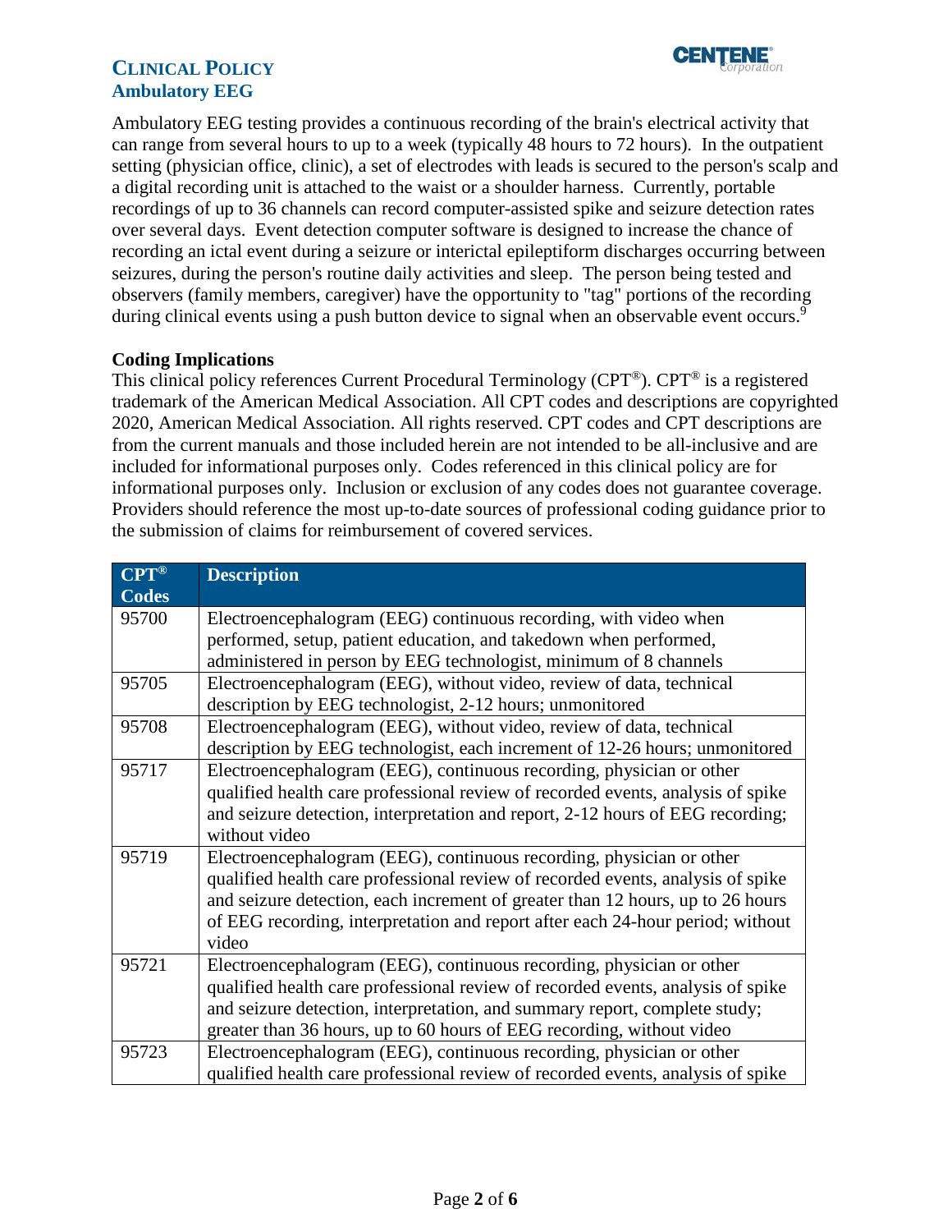Ambulatory EEG testing provides a continuous recording of the brain's electrical activity that can range from several hours to up to a week (typically 48 hours to 72 hours). In the outpatient setting (physician office, clinic), a set of electrodes with leads is secured to the person's scalp and a digital recording unit is attached to the waist or a shoulder harness. Currently, portable recordings of up to 36 channels can record computer-assisted spike and seizure detection rates over several days. Event detection computer software is designed to increase the chance of recording an ictal event during a seizure or interictal epileptiform discharges occurring between seizures, during the person's routine daily activities and sleep. The person being tested and observers (family members, caregiver) have the opportunity to "tag" portions of the recording during clinical events using a push button device to signal when an observable event occurs.[9]

### Coding Implications

This clinical policy references Current Procedural Terminology (CPT®). CPT® is a registered trademark of the American Medical Association. All CPT codes and descriptions are copyrighted 2020, American Medical Association. All rights reserved. CPT codes and CPT descriptions are from the current manuals and those included herein are not intended to be all-inclusive and are included for informational purposes only. Codes referenced in this clinical policy are for informational purposes only. Inclusion or exclusion of any codes does not guarantee coverage. Providers should reference the most up-to-date sources of professional coding guidance prior to the submission of claims for reimbursement of covered services.

| CPT® Codes | Description |
|---|---|
| 95700 | Electroencephalogram (EEG) continuous recording, with video when performed, setup, patient education, and takedown when performed, administered in person by EEG technologist, minimum of 8 channels |
| 95705 | Electroencephalogram (EEG), without video, review of data, technical description by EEG technologist, 2-12 hours; unmonitored |
| 95708 | Electroencephalogram (EEG), without video, review of data, technical description by EEG technologist, each increment of 12-26 hours; unmonitored |
| 95717 | Electroencephalogram (EEG), continuous recording, physician or other qualified health care professional review of recorded events, analysis of spike and seizure detection, interpretation and report, 2-12 hours of EEG recording; without video |
| 95719 | Electroencephalogram (EEG), continuous recording, physician or other qualified health care professional review of recorded events, analysis of spike and seizure detection, each increment of greater than 12 hours, up to 26 hours of EEG recording, interpretation and report after each 24-hour period; without video |
| 95721 | Electroencephalogram (EEG), continuous recording, physician or other qualified health care professional review of recorded events, analysis of spike and seizure detection, interpretation, and summary report, complete study; greater than 36 hours, up to 60 hours of EEG recording, without video |
| 95723 | Electroencephalogram (EEG), continuous recording, physician or other qualified health care professional review of recorded events, analysis of spike |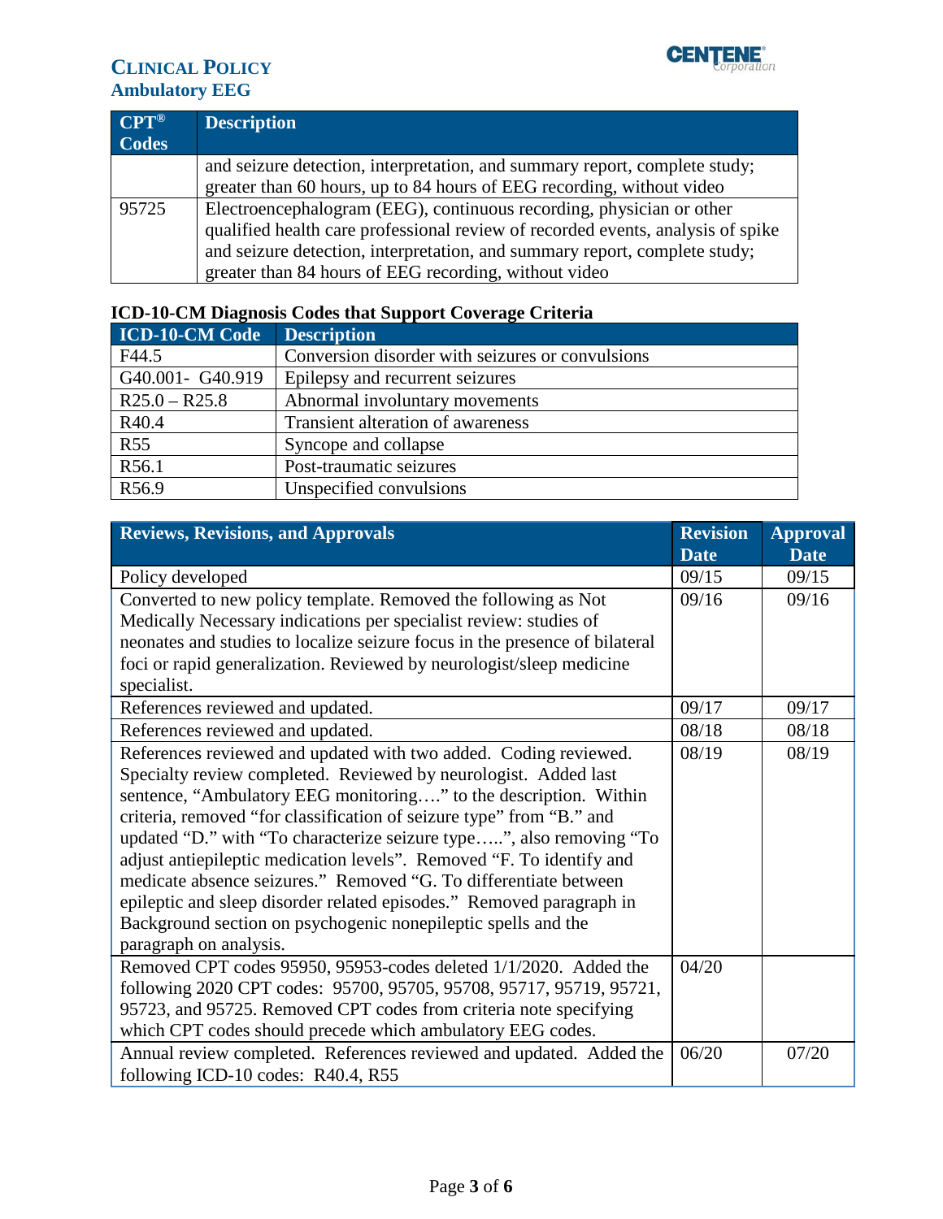| CPT® Codes | Description |
|---|---|
| | and seizure detection, interpretation, and summary report, complete study; greater than 60 hours, up to 84 hours of EEG recording, without video |
| 95725 | Electroencephalogram (EEG), continuous recording, physician or other qualified health care professional review of recorded events, analysis of spike and seizure detection, interpretation, and summary report, complete study; greater than 84 hours of EEG recording, without video |

**ICD-10-CM Diagnosis Codes that Support Coverage Criteria**

| ICD-10-CM Code | Description |
|---|---|
| F44.5 | Conversion disorder with seizures or convulsions |
| G40.001- G40.919 | Epilepsy and recurrent seizures |
| R25.0 – R25.8 | Abnormal involuntary movements |
| R40.4 | Transient alteration of awareness |
| R55 | Syncope and collapse |
| R56.1 | Post-traumatic seizures |
| R56.9 | Unspecified convulsions |

| Reviews, Revisions, and Approvals | Revision Date | Approval Date |
|---|---|---|
| Policy developed | 09/15 | 09/15 |
| Converted to new policy template. Removed the following as Not Medically Necessary indications per specialist review: studies of neonates and studies to localize seizure focus in the presence of bilateral foci or rapid generalization. Reviewed by neurologist/sleep medicine specialist. | 09/16 | 09/16 |
| References reviewed and updated. | 09/17 | 09/17 |
| References reviewed and updated. | 08/18 | 08/18 |
| References reviewed and updated with two added. Coding reviewed. Specialty review completed. Reviewed by neurologist. Added last sentence, "Ambulatory EEG monitoring…." to the description. Within criteria, removed "for classification of seizure type" from "B." and updated "D." with "To characterize seizure type…..", also removing "To adjust antiepileptic medication levels". Removed "F. To identify and medicate absence seizures." Removed "G. To differentiate between epileptic and sleep disorder related episodes." Removed paragraph in Background section on psychogenic nonepileptic spells and the paragraph on analysis. | 08/19 | 08/19 |
| Removed CPT codes 95950, 95953-codes deleted 1/1/2020. Added the following 2020 CPT codes: 95700, 95705, 95708, 95717, 95719, 95721, 95723, and 95725. Removed CPT codes from criteria note specifying which CPT codes should precede which ambulatory EEG codes. | 04/20 | |
| Annual review completed. References reviewed and updated. Added the following ICD-10 codes: R40.4, R55 | 06/20 | 07/20 |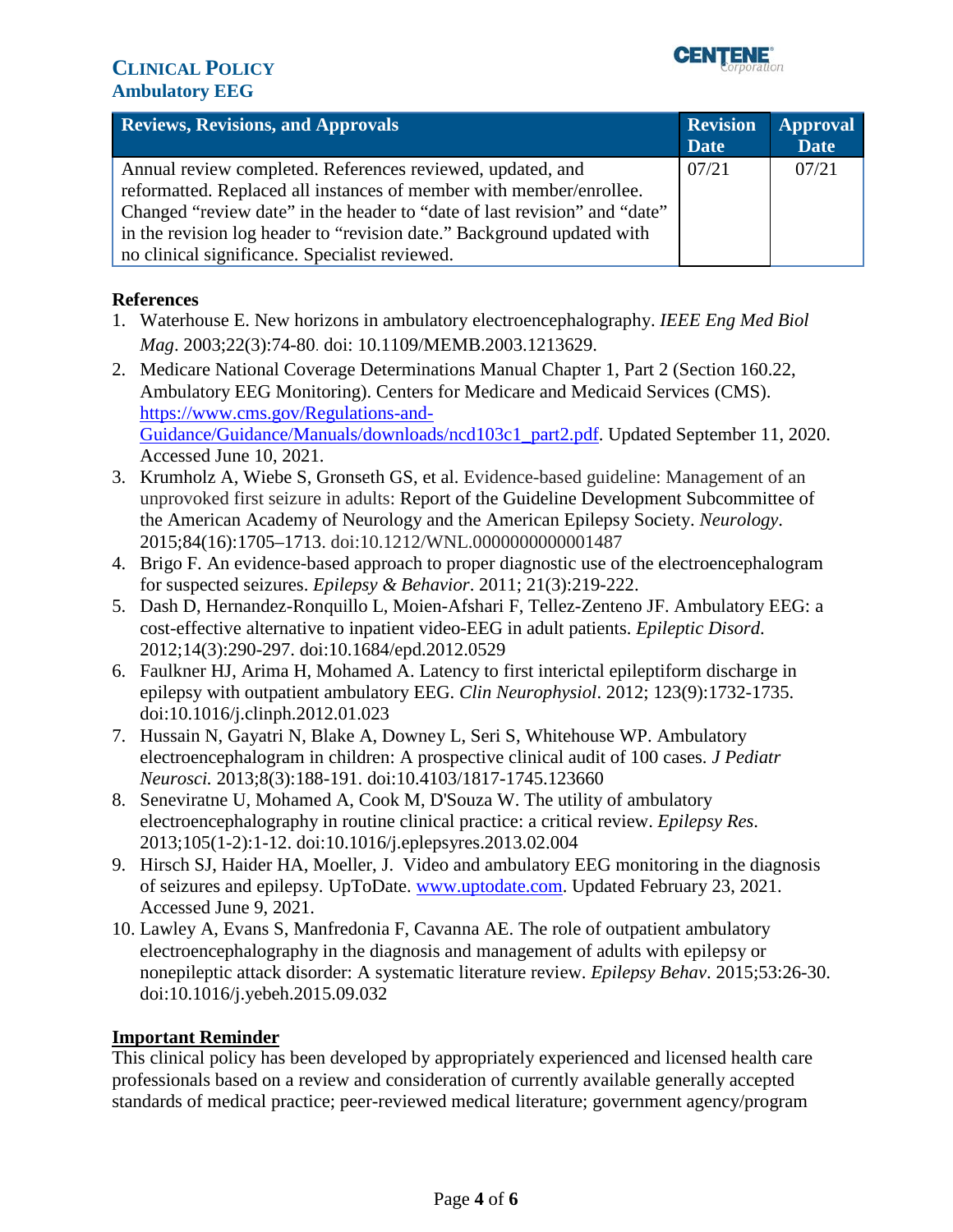| Reviews, Revisions, and Approvals | Revision Date | Approval Date |
|---|---|---|
| Annual review completed. References reviewed, updated, and reformatted. Replaced all instances of member with member/enrollee. Changed "review date" in the header to "date of last revision" and "date" in the revision log header to "revision date." Background updated with no clinical significance. Specialist reviewed. | 07/21 | 07/21 |

**References**

1. Waterhouse E. New horizons in ambulatory electroencephalography. *IEEE Eng Med Biol Mag*. 2003;22(3):74-80. doi: 10.1109/MEMB.2003.1213629.
2. Medicare National Coverage Determinations Manual Chapter 1, Part 2 (Section 160.22, Ambulatory EEG Monitoring). Centers for Medicare and Medicaid Services (CMS). [https://www.cms.gov/Regulations-and-Guidance/Guidance/Manuals/downloads/ncd103c1_part2.pdf](https://www.cms.gov/Regulations-and-Guidance/Guidance/Manuals/downloads/ncd103c1_part2.pdf). Updated September 11, 2020. Accessed June 10, 2021.
3. Krumholz A, Wiebe S, Gronseth GS, et al. Evidence-based guideline: Management of an unprovoked first seizure in adults: Report of the Guideline Development Subcommittee of the American Academy of Neurology and the American Epilepsy Society. *Neurology*. 2015;84(16):1705–1713. doi:10.1212/WNL.0000000000001487
4. Brigo F. An evidence-based approach to proper diagnostic use of the electroencephalogram for suspected seizures. *Epilepsy & Behavior*. 2011; 21(3):219-222.
5. Dash D, Hernandez-Ronquillo L, Moien-Afshari F, Tellez-Zenteno JF. Ambulatory EEG: a cost-effective alternative to inpatient video-EEG in adult patients. *Epileptic Disord*. 2012;14(3):290-297. doi:10.1684/epd.2012.0529
6. Faulkner HJ, Arima H, Mohamed A. Latency to first interictal epileptiform discharge in epilepsy with outpatient ambulatory EEG. *Clin Neurophysiol*. 2012; 123(9):1732-1735. doi:10.1016/j.clinph.2012.01.023
7. Hussain N, Gayatri N, Blake A, Downey L, Seri S, Whitehouse WP. Ambulatory electroencephalogram in children: A prospective clinical audit of 100 cases. *J Pediatr Neurosci.* 2013;8(3):188-191. doi:10.4103/1817-1745.123660
8. Seneviratne U, Mohamed A, Cook M, D'Souza W. The utility of ambulatory electroencephalography in routine clinical practice: a critical review. *Epilepsy Res.* 2013;105(1-2):1-12. doi:10.1016/j.eplepsyres.2013.02.004
9. Hirsch SJ, Haider HA, Moeller, J. Video and ambulatory EEG monitoring in the diagnosis of seizures and epilepsy. UpToDate. [www.uptodate.com](www.uptodate.com). Updated February 23, 2021. Accessed June 9, 2021.
10. Lawley A, Evans S, Manfredonia F, Cavanna AE. The role of outpatient ambulatory electroencephalography in the diagnosis and management of adults with epilepsy or nonepileptic attack disorder: A systematic literature review. *Epilepsy Behav*. 2015;53:26-30. doi:10.1016/j.yebeh.2015.09.032

**Important Reminder**

This clinical policy has been developed by appropriately experienced and licensed health care professionals based on a review and consideration of currently available generally accepted standards of medical practice; peer-reviewed medical literature; government agency/program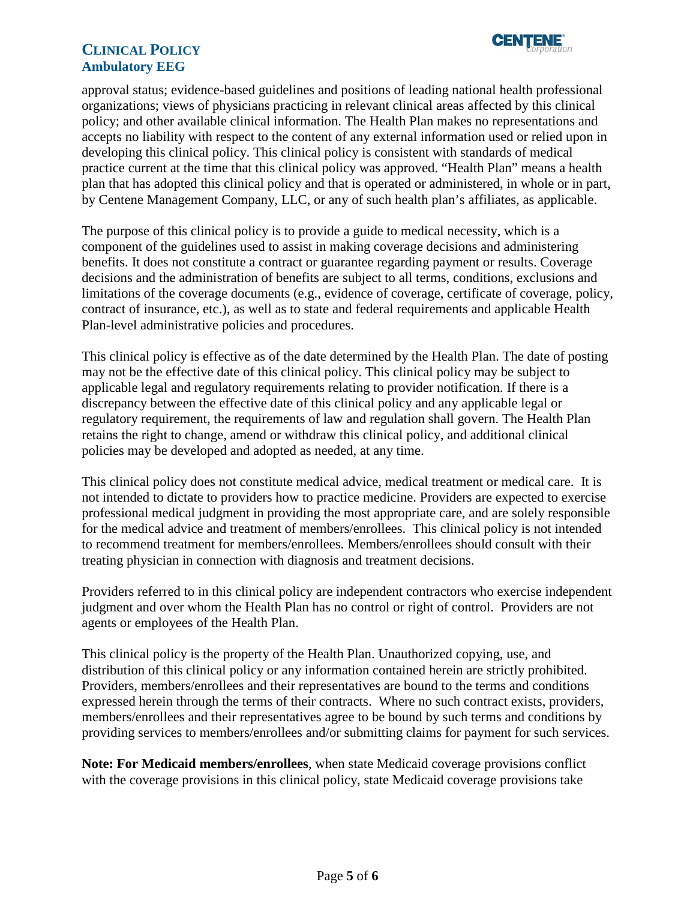approval status; evidence-based guidelines and positions of leading national health professional organizations; views of physicians practicing in relevant clinical areas affected by this clinical policy; and other available clinical information. The Health Plan makes no representations and accepts no liability with respect to the content of any external information used or relied upon in developing this clinical policy. This clinical policy is consistent with standards of medical practice current at the time that this clinical policy was approved. "Health Plan" means a health plan that has adopted this clinical policy and that is operated or administered, in whole or in part, by Centene Management Company, LLC, or any of such health plan's affiliates, as applicable.

The purpose of this clinical policy is to provide a guide to medical necessity, which is a component of the guidelines used to assist in making coverage decisions and administering benefits. It does not constitute a contract or guarantee regarding payment or results. Coverage decisions and the administration of benefits are subject to all terms, conditions, exclusions and limitations of the coverage documents (e.g., evidence of coverage, certificate of coverage, policy, contract of insurance, etc.), as well as to state and federal requirements and applicable Health Plan-level administrative policies and procedures.

This clinical policy is effective as of the date determined by the Health Plan. The date of posting may not be the effective date of this clinical policy. This clinical policy may be subject to applicable legal and regulatory requirements relating to provider notification. If there is a discrepancy between the effective date of this clinical policy and any applicable legal or regulatory requirement, the requirements of law and regulation shall govern. The Health Plan retains the right to change, amend or withdraw this clinical policy, and additional clinical policies may be developed and adopted as needed, at any time.

This clinical policy does not constitute medical advice, medical treatment or medical care. It is not intended to dictate to providers how to practice medicine. Providers are expected to exercise professional medical judgment in providing the most appropriate care, and are solely responsible for the medical advice and treatment of members/enrollees. This clinical policy is not intended to recommend treatment for members/enrollees. Members/enrollees should consult with their treating physician in connection with diagnosis and treatment decisions.

Providers referred to in this clinical policy are independent contractors who exercise independent judgment and over whom the Health Plan has no control or right of control. Providers are not agents or employees of the Health Plan.

This clinical policy is the property of the Health Plan. Unauthorized copying, use, and distribution of this clinical policy or any information contained herein are strictly prohibited. Providers, members/enrollees and their representatives are bound to the terms and conditions expressed herein through the terms of their contracts. Where no such contract exists, providers, members/enrollees and their representatives agree to be bound by such terms and conditions by providing services to members/enrollees and/or submitting claims for payment for such services.

**Note: For Medicaid members/enrollees**, when state Medicaid coverage provisions conflict with the coverage provisions in this clinical policy, state Medicaid coverage provisions take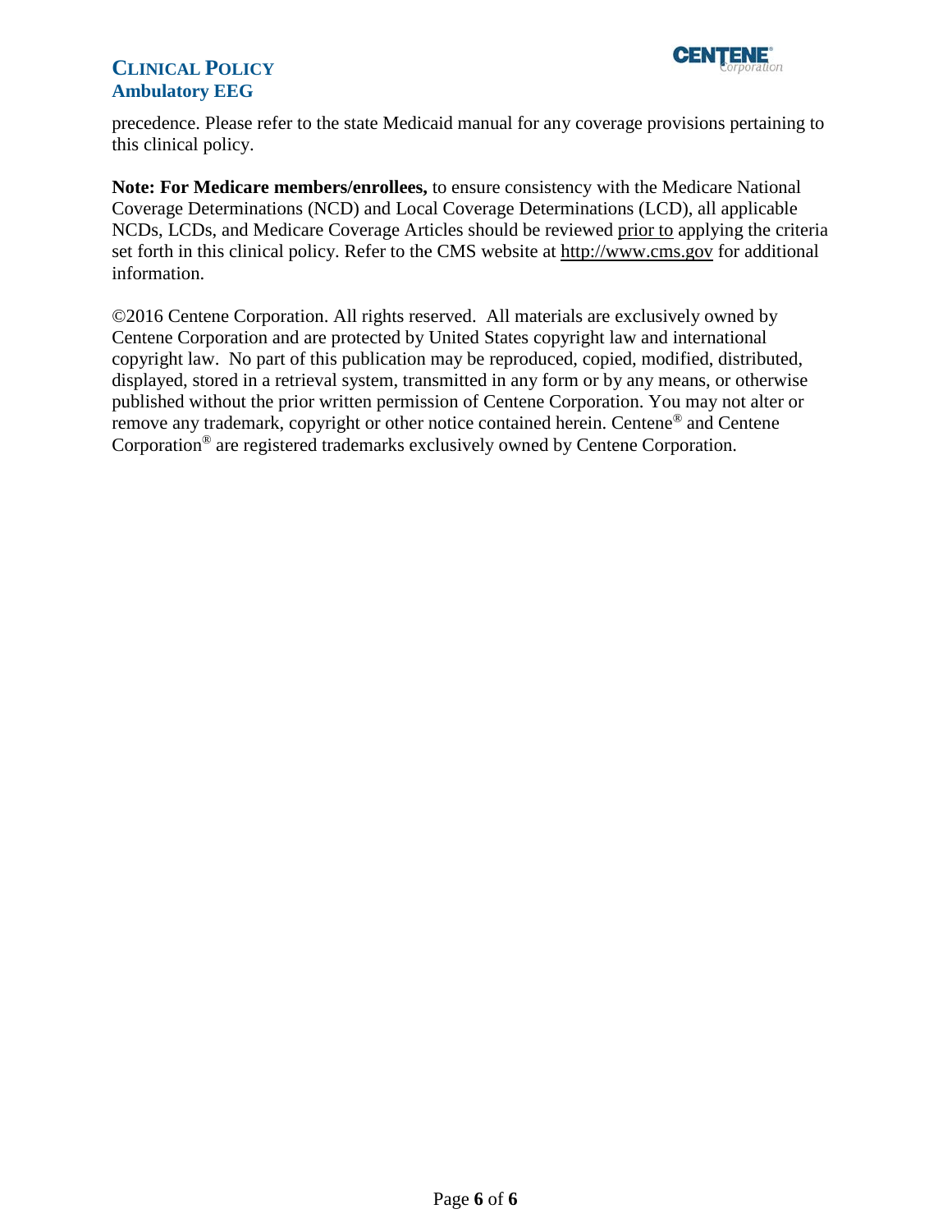precedence. Please refer to the state Medicaid manual for any coverage provisions pertaining to this clinical policy.

**Note: For Medicare members/enrollees,** to ensure consistency with the Medicare National Coverage Determinations (NCD) and Local Coverage Determinations (LCD), all applicable NCDs, LCDs, and Medicare Coverage Articles should be reviewed prior to applying the criteria set forth in this clinical policy. Refer to the CMS website at http://www.cms.gov for additional information.

©2016 Centene Corporation. All rights reserved. All materials are exclusively owned by Centene Corporation and are protected by United States copyright law and international copyright law. No part of this publication may be reproduced, copied, modified, distributed, displayed, stored in a retrieval system, transmitted in any form or by any means, or otherwise published without the prior written permission of Centene Corporation. You may not alter or remove any trademark, copyright or other notice contained herein. Centene® and Centene Corporation® are registered trademarks exclusively owned by Centene Corporation.